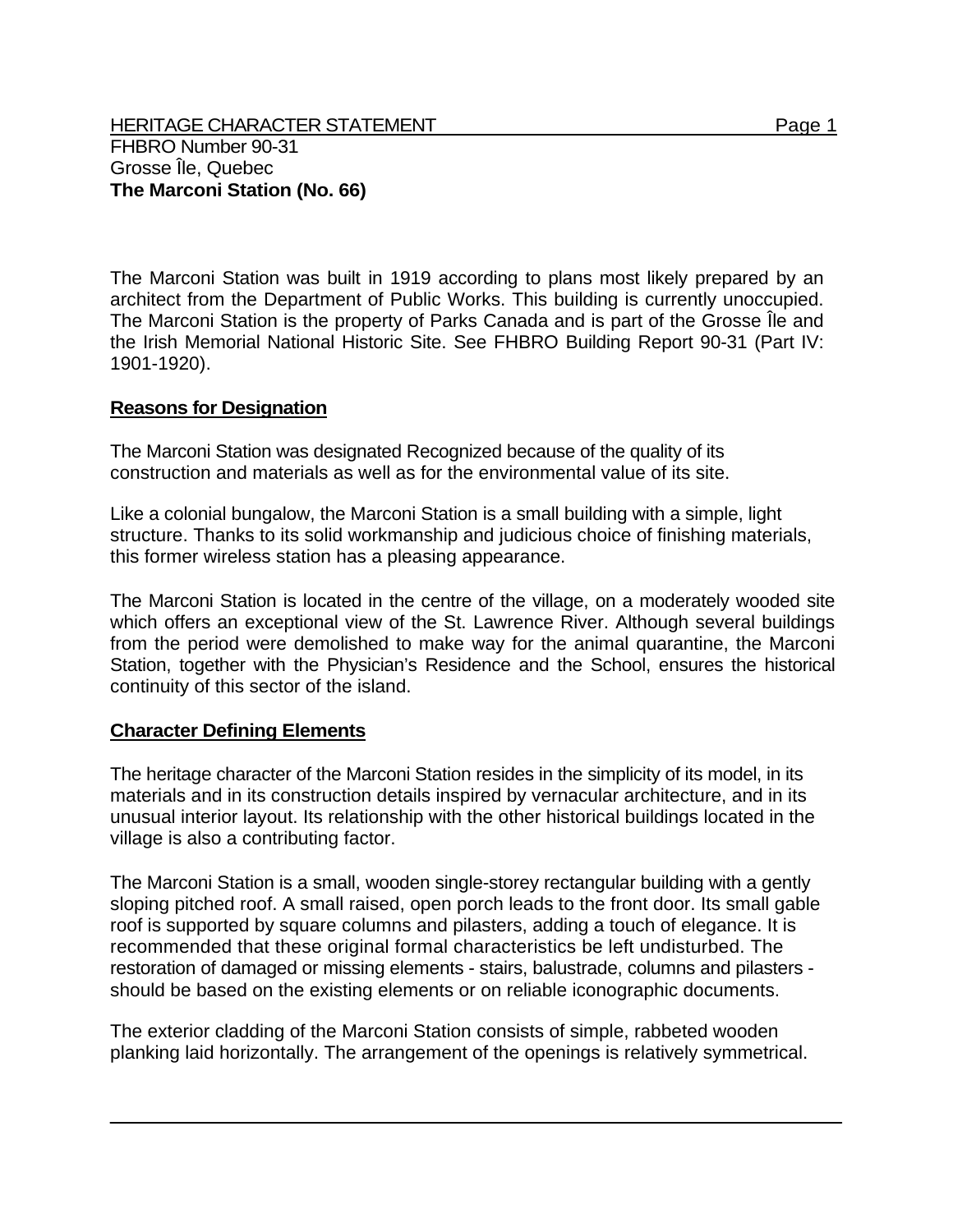HERITAGE CHARACTER STATEMENT

FHBRO Number 90-31
Grosse Île, Quebec
**The Marconi Station (No. 66)**

The Marconi Station was built in 1919 according to plans most likely prepared by an architect from the Department of Public Works. This building is currently unoccupied. The Marconi Station is the property of Parks Canada and is part of the Grosse Île and the Irish Memorial National Historic Site. See FHBRO Building Report 90-31 (Part IV: 1901-1920).

## Reasons for Designation

The Marconi Station was designated Recognized because of the quality of its construction and materials as well as for the environmental value of its site.

Like a colonial bungalow, the Marconi Station is a small building with a simple, light structure. Thanks to its solid workmanship and judicious choice of finishing materials, this former wireless station has a pleasing appearance.

The Marconi Station is located in the centre of the village, on a moderately wooded site which offers an exceptional view of the St. Lawrence River. Although several buildings from the period were demolished to make way for the animal quarantine, the Marconi Station, together with the Physician's Residence and the School, ensures the historical continuity of this sector of the island.

## Character Defining Elements

The heritage character of the Marconi Station resides in the simplicity of its model, in its materials and in its construction details inspired by vernacular architecture, and in its unusual interior layout. Its relationship with the other historical buildings located in the village is also a contributing factor.

The Marconi Station is a small, wooden single-storey rectangular building with a gently sloping pitched roof. A small raised, open porch leads to the front door. Its small gable roof is supported by square columns and pilasters, adding a touch of elegance. It is recommended that these original formal characteristics be left undisturbed. The restoration of damaged or missing elements - stairs, balustrade, columns and pilasters - should be based on the existing elements or on reliable iconographic documents.

The exterior cladding of the Marconi Station consists of simple, rabbeted wooden planking laid horizontally. The arrangement of the openings is relatively symmetrical.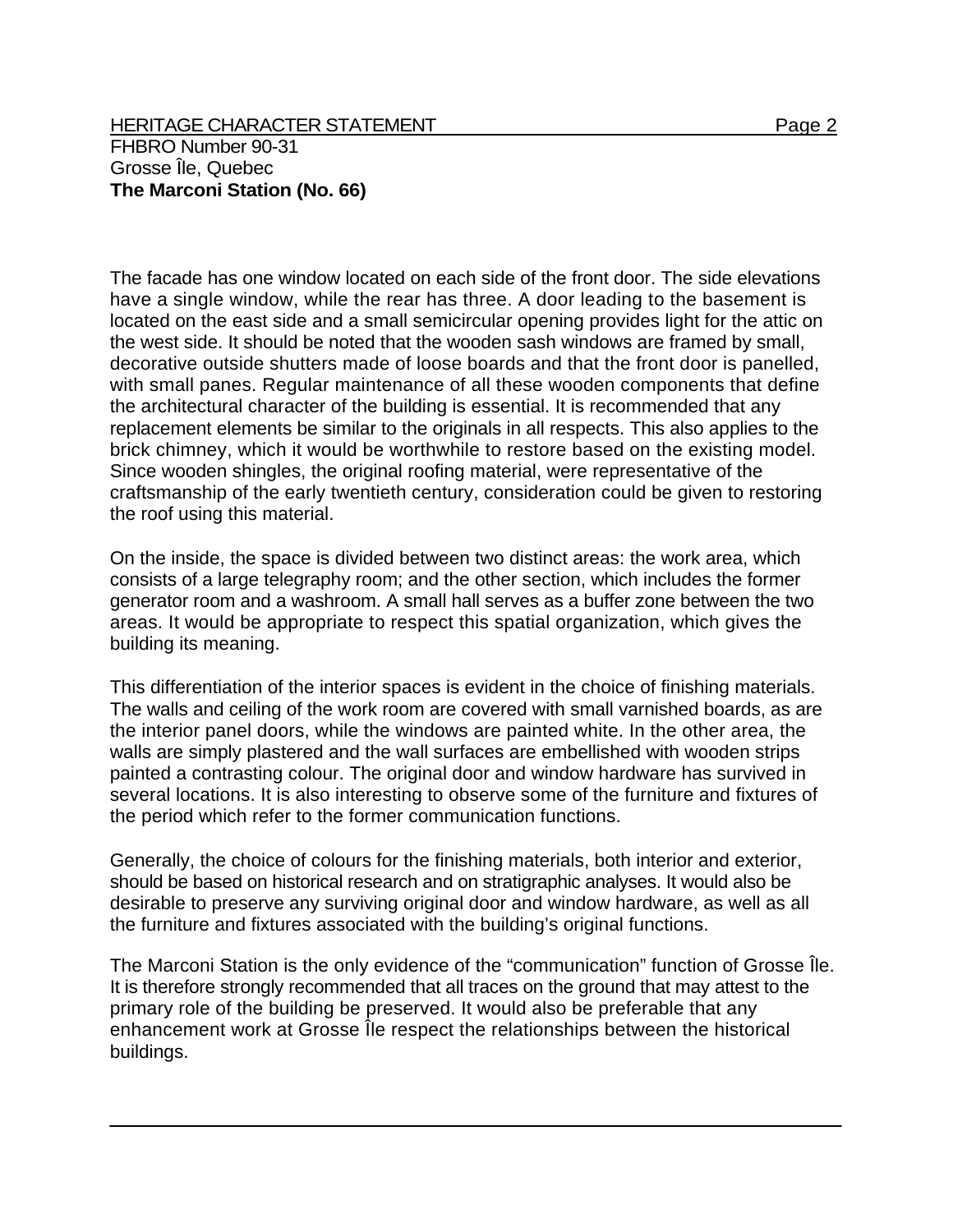The facade has one window located on each side of the front door. The side elevations have a single window, while the rear has three. A door leading to the basement is located on the east side and a small semicircular opening provides light for the attic on the west side. It should be noted that the wooden sash windows are framed by small, decorative outside shutters made of loose boards and that the front door is panelled, with small panes. Regular maintenance of all these wooden components that define the architectural character of the building is essential. It is recommended that any replacement elements be similar to the originals in all respects. This also applies to the brick chimney, which it would be worthwhile to restore based on the existing model. Since wooden shingles, the original roofing material, were representative of the craftsmanship of the early twentieth century, consideration could be given to restoring the roof using this material.

On the inside, the space is divided between two distinct areas: the work area, which consists of a large telegraphy room; and the other section, which includes the former generator room and a washroom. A small hall serves as a buffer zone between the two areas. It would be appropriate to respect this spatial organization, which gives the building its meaning.

This differentiation of the interior spaces is evident in the choice of finishing materials. The walls and ceiling of the work room are covered with small varnished boards, as are the interior panel doors, while the windows are painted white. In the other area, the walls are simply plastered and the wall surfaces are embellished with wooden strips painted a contrasting colour. The original door and window hardware has survived in several locations. It is also interesting to observe some of the furniture and fixtures of the period which refer to the former communication functions.

Generally, the choice of colours for the finishing materials, both interior and exterior, should be based on historical research and on stratigraphic analyses. It would also be desirable to preserve any surviving original door and window hardware, as well as all the furniture and fixtures associated with the building's original functions.

The Marconi Station is the only evidence of the "communication" function of Grosse Île. It is therefore strongly recommended that all traces on the ground that may attest to the primary role of the building be preserved. It would also be preferable that any enhancement work at Grosse Île respect the relationships between the historical buildings.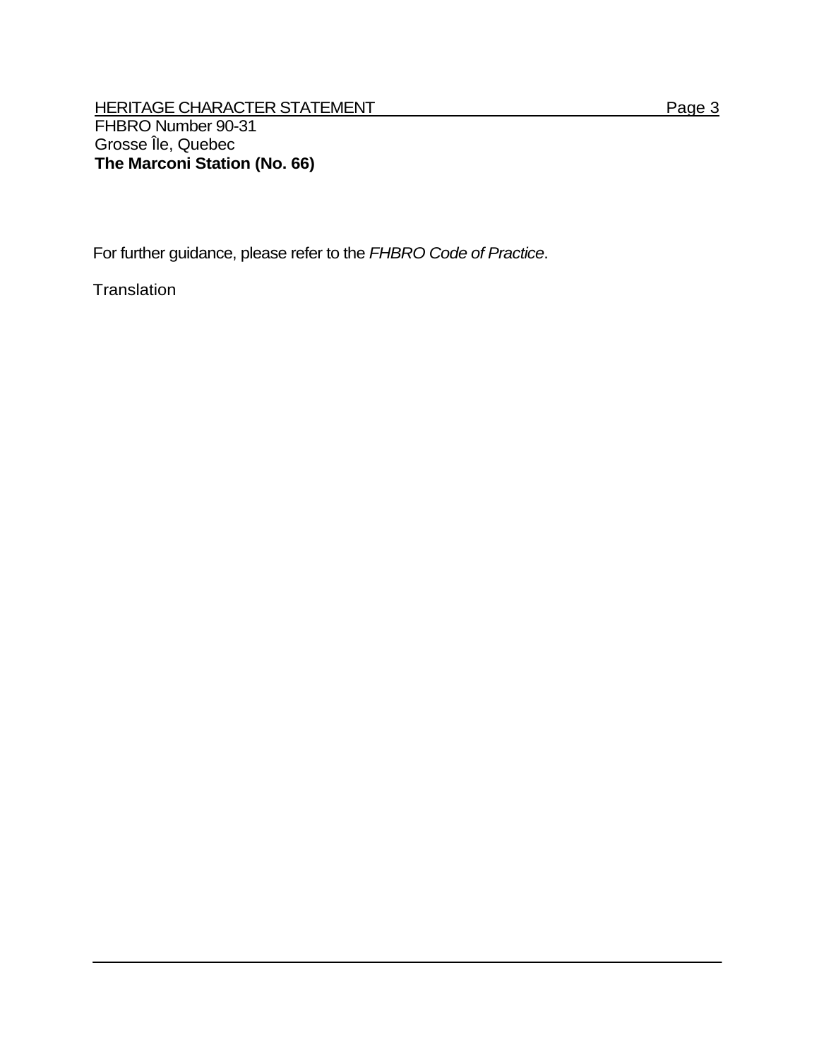For further guidance, please refer to the *FHBRO Code of Practice*.

Translation